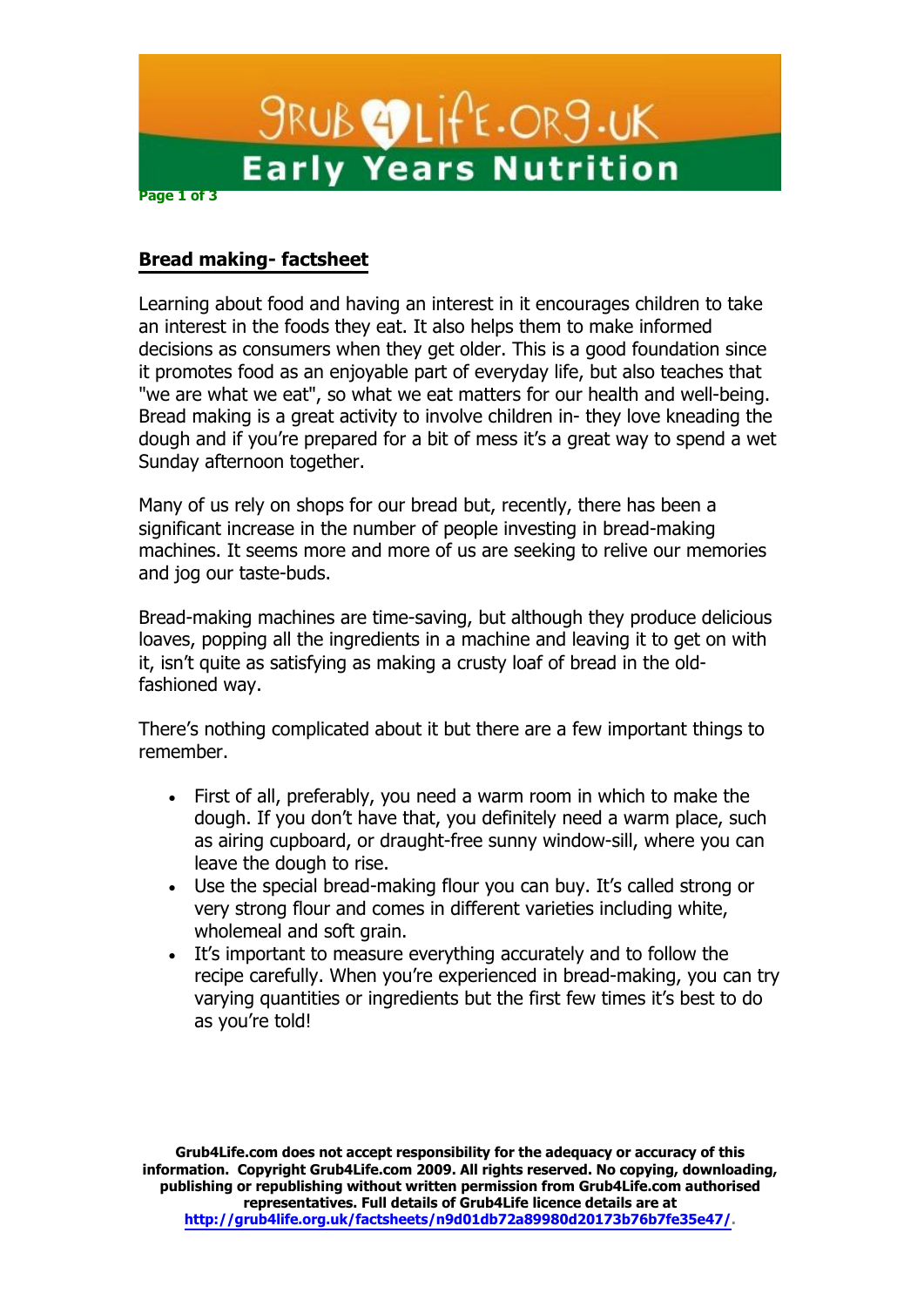## Bread making- factsheet

Learning about food and having an interest in it encourages children to take an interest in the foods they eat. It also helps them to make informed decisions as consumers when they get older. This is a good foundation since it promotes food as an enjoyable part of everyday life, but also teaches that "we are what we eat", so what we eat matters for our health and well-being. Bread making is a great activity to involve children in- they love kneading the dough and if you're prepared for a bit of mess it's a great way to spend a wet Sunday afternoon together.

Many of us rely on shops for our bread but, recently, there has been a significant increase in the number of people investing in bread-making machines. It seems more and more of us are seeking to relive our memories and jog our taste-buds.

Bread-making machines are time-saving, but although they produce delicious loaves, popping all the ingredients in a machine and leaving it to get on with it, isn't quite as satisfying as making a crusty loaf of bread in the old-fashioned way.

There's nothing complicated about it but there are a few important things to remember.

- First of all, preferably, you need a warm room in which to make the dough. If you don't have that, you definitely need a warm place, such as airing cupboard, or draught-free sunny window-sill, where you can leave the dough to rise.
- Use the special bread-making flour you can buy. It's called strong or very strong flour and comes in different varieties including white, wholemeal and soft grain.
- It's important to measure everything accurately and to follow the recipe carefully. When you're experienced in bread-making, you can try varying quantities or ingredients but the first few times it's best to do as you're told!

**Grub4Life.com does not accept responsibility for the adequacy or accuracy of this information. Copyright Grub4Life.com 2009. All rights reserved. No copying, downloading, publishing or republishing without written permission from Grub4Life.com authorised representatives. Full details of Grub4Life licence details are at [http://grub4life.org.uk/factsheets/n9d01db72a89980d20173b76b7fe35e47/](http://grub4life.org.uk/factsheets/n9d01db72a89980d20173b76b7fe35e47/).**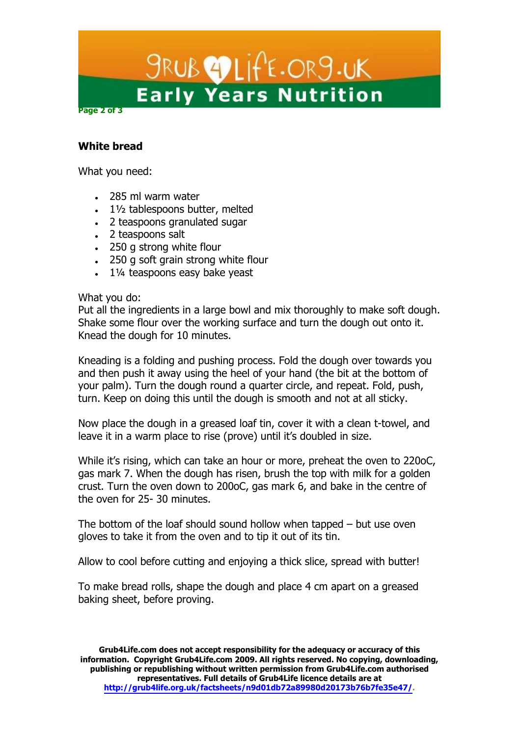## White bread

What you need:

- 285 ml warm water
- 1½ tablespoons butter, melted
- 2 teaspoons granulated sugar
- 2 teaspoons salt
- 250 g strong white flour
- 250 g soft grain strong white flour
- 1¼ teaspoons easy bake yeast

What you do:
Put all the ingredients in a large bowl and mix thoroughly to make soft dough. Shake some flour over the working surface and turn the dough out onto it. Knead the dough for 10 minutes.

Kneading is a folding and pushing process. Fold the dough over towards you and then push it away using the heel of your hand (the bit at the bottom of your palm). Turn the dough round a quarter circle, and repeat. Fold, push, turn. Keep on doing this until the dough is smooth and not at all sticky.

Now place the dough in a greased loaf tin, cover it with a clean t-towel, and leave it in a warm place to rise (prove) until it's doubled in size.

While it's rising, which can take an hour or more, preheat the oven to 220oC, gas mark 7. When the dough has risen, brush the top with milk for a golden crust. Turn the oven down to 200oC, gas mark 6, and bake in the centre of the oven for 25- 30 minutes.

The bottom of the loaf should sound hollow when tapped – but use oven gloves to take it from the oven and to tip it out of its tin.

Allow to cool before cutting and enjoying a thick slice, spread with butter!

To make bread rolls, shape the dough and place 4 cm apart on a greased baking sheet, before proving.

**Grub4Life.com does not accept responsibility for the adequacy or accuracy of this information. Copyright Grub4Life.com 2009. All rights reserved. No copying, downloading, publishing or republishing without written permission from Grub4Life.com authorised representatives. Full details of Grub4Life licence details are at http://grub4life.org.uk/factsheets/n9d01db72a89980d20173b76b7fe35e47/.**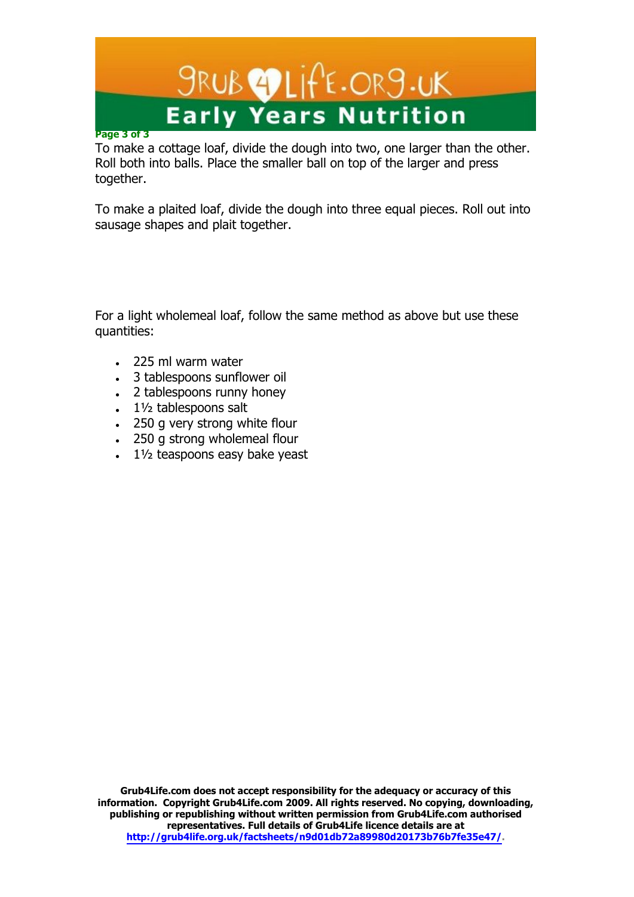To make a cottage loaf, divide the dough into two, one larger than the other. Roll both into balls. Place the smaller ball on top of the larger and press together.

To make a plaited loaf, divide the dough into three equal pieces. Roll out into sausage shapes and plait together.

For a light wholemeal loaf, follow the same method as above but use these quantities:

- 225 ml warm water
- 3 tablespoons sunflower oil
- 2 tablespoons runny honey
- 1½ tablespoons salt
- 250 g very strong white flour
- 250 g strong wholemeal flour
- 1½ teaspoons easy bake yeast

**Grub4Life.com does not accept responsibility for the adequacy or accuracy of this information. Copyright Grub4Life.com 2009. All rights reserved. No copying, downloading, publishing or republishing without written permission from Grub4Life.com authorised representatives. Full details of Grub4Life licence details are at http://grub4life.org.uk/factsheets/n9d01db72a89980d20173b76b7fe35e47/.**